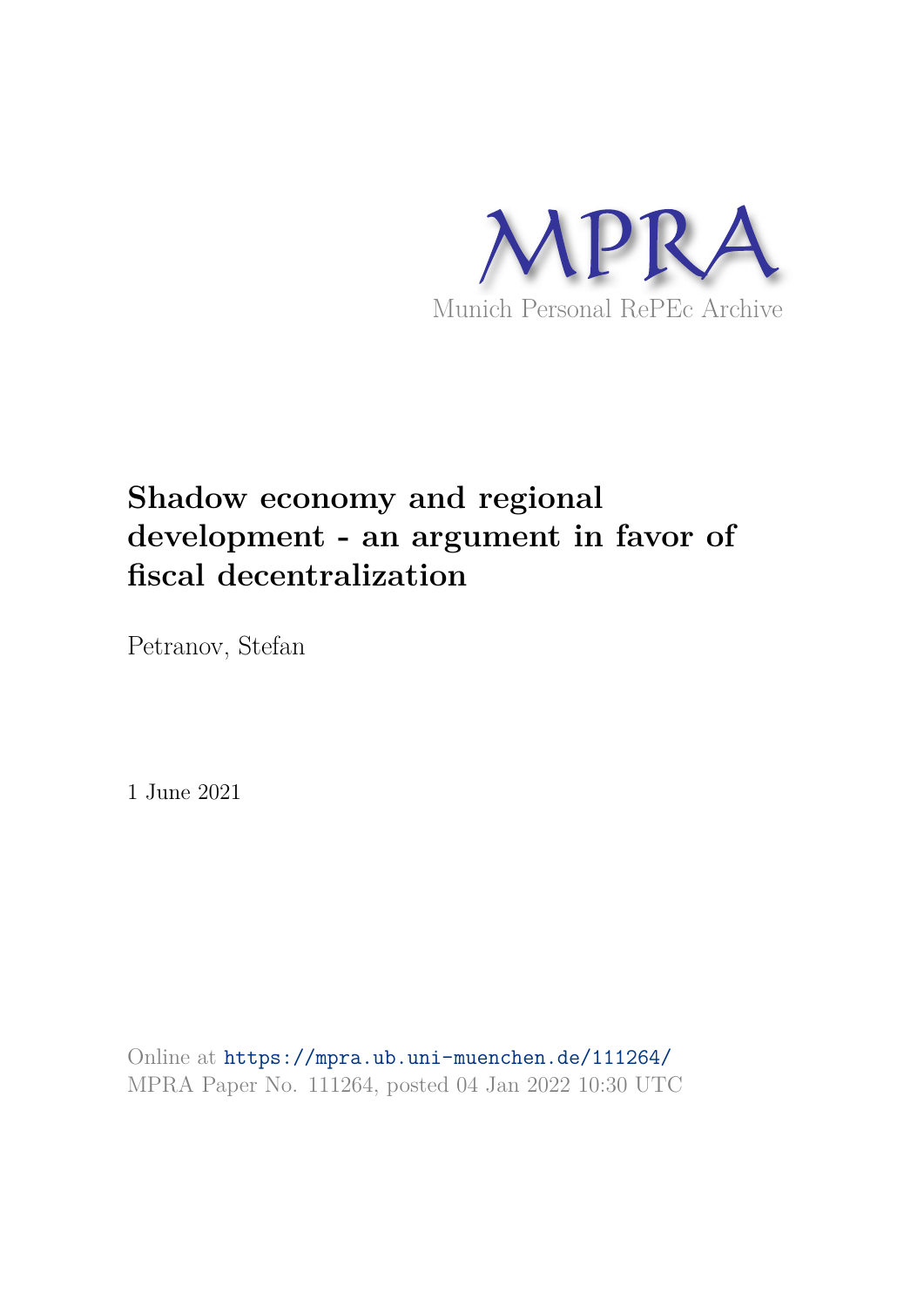MPRA

Munich Personal RePEc Archive

# Shadow economy and regional development - an argument in favor of fiscal decentralization

Petranov, Stefan

1 June 2021

Online at https://mpra.ub.uni-muenchen.de/111264/
MPRA Paper No. 111264, posted 04 Jan 2022 10:30 UTC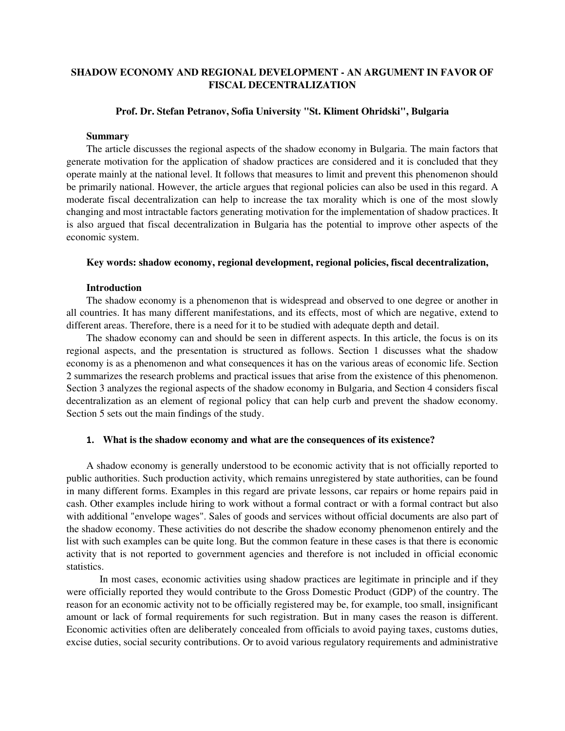# SHADOW ECONOMY AND REGIONAL DEVELOPMENT - AN ARGUMENT IN FAVOR OF FISCAL DECENTRALIZATION

**Prof. Dr. Stefan Petranov, Sofia University "St. Kliment Ohridski", Bulgaria**

**Summary**

The article discusses the regional aspects of the shadow economy in Bulgaria. The main factors that generate motivation for the application of shadow practices are considered and it is concluded that they operate mainly at the national level. It follows that measures to limit and prevent this phenomenon should be primarily national. However, the article argues that regional policies can also be used in this regard. A moderate fiscal decentralization can help to increase the tax morality which is one of the most slowly changing and most intractable factors generating motivation for the implementation of shadow practices. It is also argued that fiscal decentralization in Bulgaria has the potential to improve other aspects of the economic system.

**Key words: shadow economy, regional development, regional policies, fiscal decentralization,**

## Introduction

The shadow economy is a phenomenon that is widespread and observed to one degree or another in all countries. It has many different manifestations, and its effects, most of which are negative, extend to different areas. Therefore, there is a need for it to be studied with adequate depth and detail.

The shadow economy can and should be seen in different aspects. In this article, the focus is on its regional aspects, and the presentation is structured as follows. Section 1 discusses what the shadow economy is as a phenomenon and what consequences it has on the various areas of economic life. Section 2 summarizes the research problems and practical issues that arise from the existence of this phenomenon. Section 3 analyzes the regional aspects of the shadow economy in Bulgaria, and Section 4 considers fiscal decentralization as an element of regional policy that can help curb and prevent the shadow economy. Section 5 sets out the main findings of the study.

## 1. What is the shadow economy and what are the consequences of its existence?

A shadow economy is generally understood to be economic activity that is not officially reported to public authorities. Such production activity, which remains unregistered by state authorities, can be found in many different forms. Examples in this regard are private lessons, car repairs or home repairs paid in cash. Other examples include hiring to work without a formal contract or with a formal contract but also with additional "envelope wages". Sales of goods and services without official documents are also part of the shadow economy. These activities do not describe the shadow economy phenomenon entirely and the list with such examples can be quite long. But the common feature in these cases is that there is economic activity that is not reported to government agencies and therefore is not included in official economic statistics.

In most cases, economic activities using shadow practices are legitimate in principle and if they were officially reported they would contribute to the Gross Domestic Product (GDP) of the country. The reason for an economic activity not to be officially registered may be, for example, too small, insignificant amount or lack of formal requirements for such registration. But in many cases the reason is different. Economic activities often are deliberately concealed from officials to avoid paying taxes, customs duties, excise duties, social security contributions. Or to avoid various regulatory requirements and administrative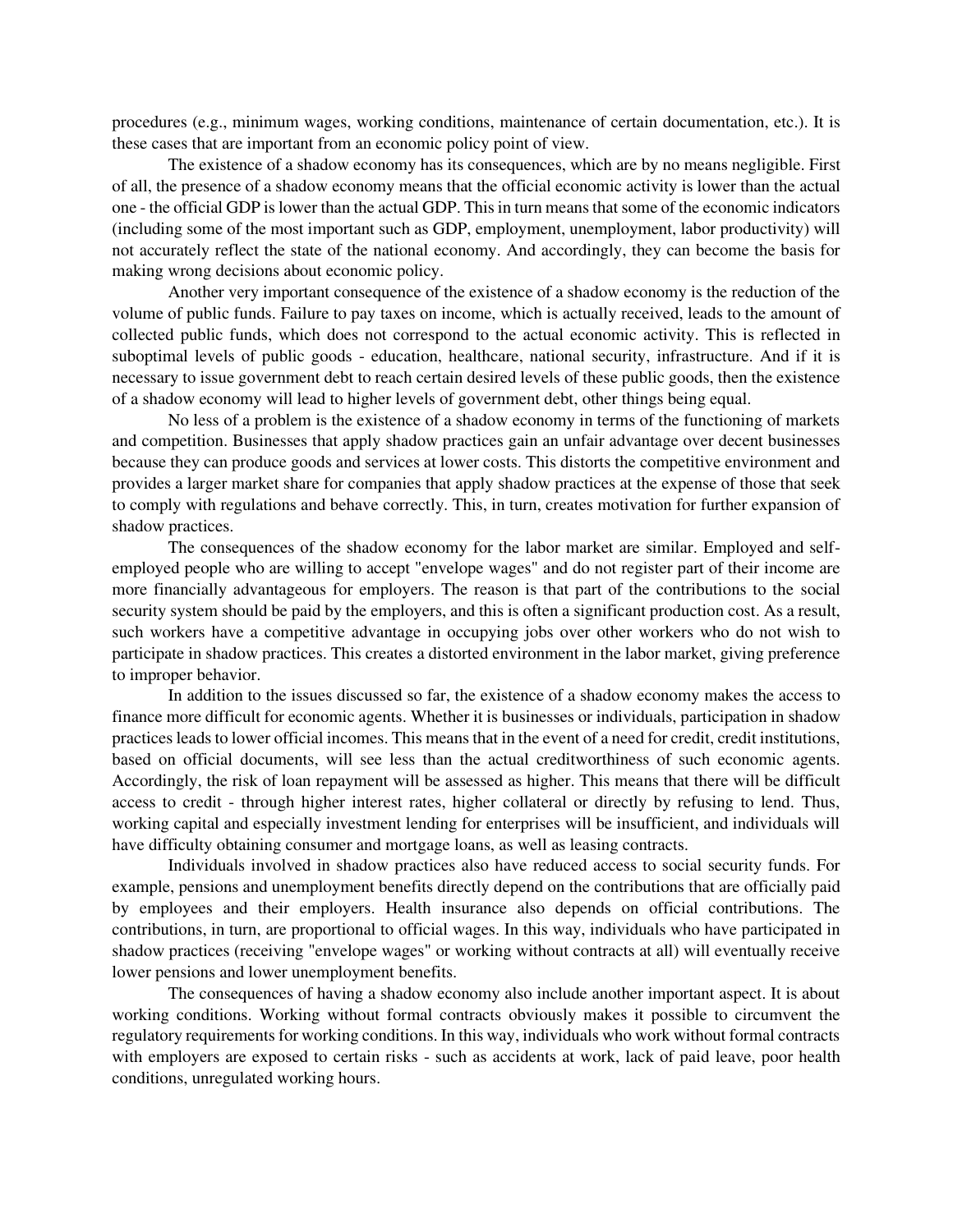procedures (e.g., minimum wages, working conditions, maintenance of certain documentation, etc.). It is these cases that are important from an economic policy point of view.

The existence of a shadow economy has its consequences, which are by no means negligible. First of all, the presence of a shadow economy means that the official economic activity is lower than the actual one - the official GDP is lower than the actual GDP. This in turn means that some of the economic indicators (including some of the most important such as GDP, employment, unemployment, labor productivity) will not accurately reflect the state of the national economy. And accordingly, they can become the basis for making wrong decisions about economic policy.

Another very important consequence of the existence of a shadow economy is the reduction of the volume of public funds. Failure to pay taxes on income, which is actually received, leads to the amount of collected public funds, which does not correspond to the actual economic activity. This is reflected in suboptimal levels of public goods - education, healthcare, national security, infrastructure. And if it is necessary to issue government debt to reach certain desired levels of these public goods, then the existence of a shadow economy will lead to higher levels of government debt, other things being equal.

No less of a problem is the existence of a shadow economy in terms of the functioning of markets and competition. Businesses that apply shadow practices gain an unfair advantage over decent businesses because they can produce goods and services at lower costs. This distorts the competitive environment and provides a larger market share for companies that apply shadow practices at the expense of those that seek to comply with regulations and behave correctly. This, in turn, creates motivation for further expansion of shadow practices.

The consequences of the shadow economy for the labor market are similar. Employed and self-employed people who are willing to accept "envelope wages" and do not register part of their income are more financially advantageous for employers. The reason is that part of the contributions to the social security system should be paid by the employers, and this is often a significant production cost. As a result, such workers have a competitive advantage in occupying jobs over other workers who do not wish to participate in shadow practices. This creates a distorted environment in the labor market, giving preference to improper behavior.

In addition to the issues discussed so far, the existence of a shadow economy makes the access to finance more difficult for economic agents. Whether it is businesses or individuals, participation in shadow practices leads to lower official incomes. This means that in the event of a need for credit, credit institutions, based on official documents, will see less than the actual creditworthiness of such economic agents. Accordingly, the risk of loan repayment will be assessed as higher. This means that there will be difficult access to credit - through higher interest rates, higher collateral or directly by refusing to lend. Thus, working capital and especially investment lending for enterprises will be insufficient, and individuals will have difficulty obtaining consumer and mortgage loans, as well as leasing contracts.

Individuals involved in shadow practices also have reduced access to social security funds. For example, pensions and unemployment benefits directly depend on the contributions that are officially paid by employees and their employers. Health insurance also depends on official contributions. The contributions, in turn, are proportional to official wages. In this way, individuals who have participated in shadow practices (receiving "envelope wages" or working without contracts at all) will eventually receive lower pensions and lower unemployment benefits.

The consequences of having a shadow economy also include another important aspect. It is about working conditions. Working without formal contracts obviously makes it possible to circumvent the regulatory requirements for working conditions. In this way, individuals who work without formal contracts with employers are exposed to certain risks - such as accidents at work, lack of paid leave, poor health conditions, unregulated working hours.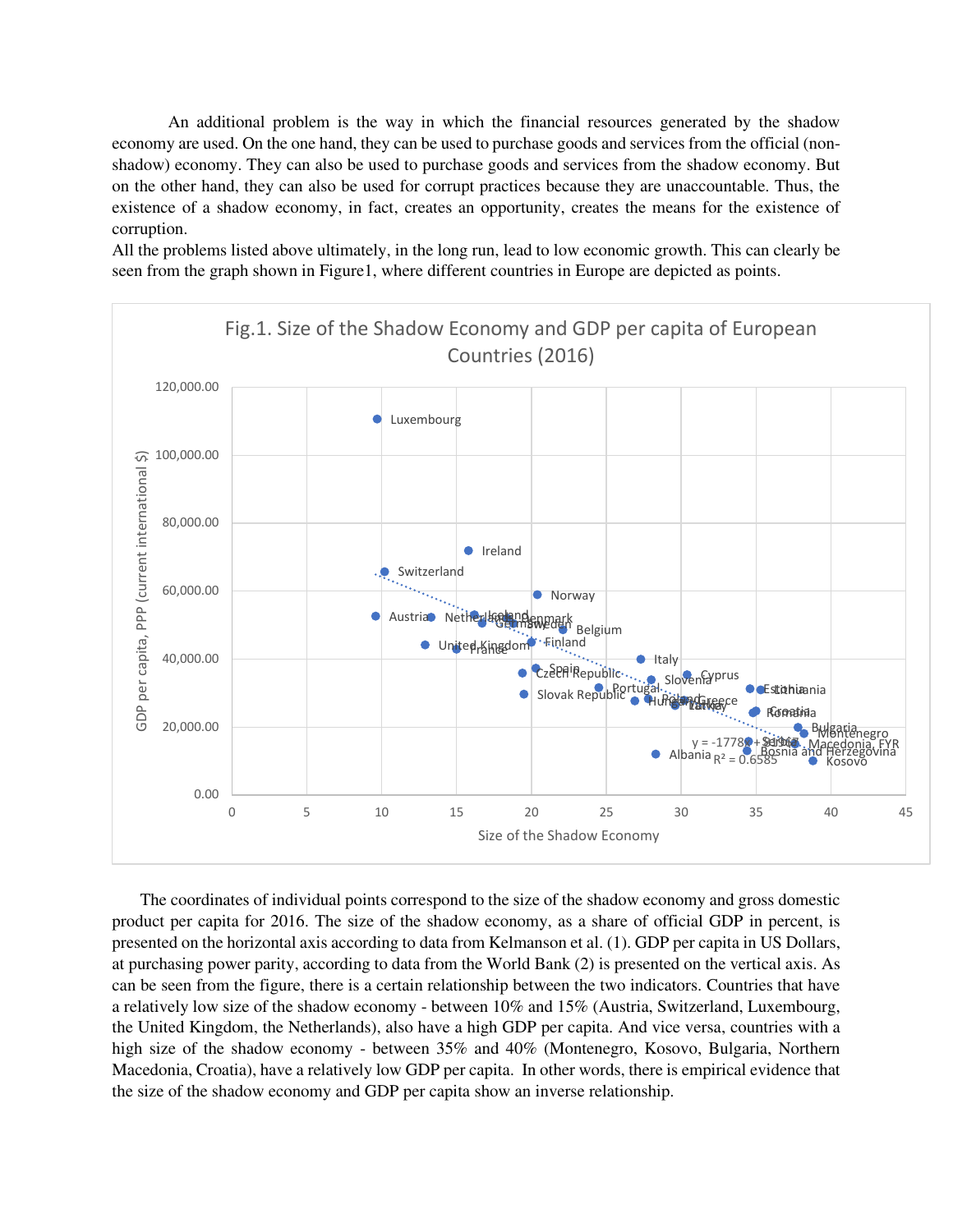An additional problem is the way in which the financial resources generated by the shadow economy are used. On the one hand, they can be used to purchase goods and services from the official (non-shadow) economy. They can also be used to purchase goods and services from the shadow economy. But on the other hand, they can also be used for corrupt practices because they are unaccountable. Thus, the existence of a shadow economy, in fact, creates an opportunity, creates the means for the existence of corruption.

All the problems listed above ultimately, in the long run, lead to low economic growth. This can clearly be seen from the graph shown in Figure1, where different countries in Europe are depicted as points.

Fig.1. Size of the Shadow Economy and GDP per capita of European Countries (2016)

The coordinates of individual points correspond to the size of the shadow economy and gross domestic product per capita for 2016. The size of the shadow economy, as a share of official GDP in percent, is presented on the horizontal axis according to data from Kelmanson et al. (1). GDP per capita in US Dollars, at purchasing power parity, according to data from the World Bank (2) is presented on the vertical axis. As can be seen from the figure, there is a certain relationship between the two indicators. Countries that have a relatively low size of the shadow economy - between 10% and 15% (Austria, Switzerland, Luxembourg, the United Kingdom, the Netherlands), also have a high GDP per capita. And vice versa, countries with a high size of the shadow economy - between 35% and 40% (Montenegro, Kosovo, Bulgaria, Northern Macedonia, Croatia), have a relatively low GDP per capita. In other words, there is empirical evidence that the size of the shadow economy and GDP per capita show an inverse relationship.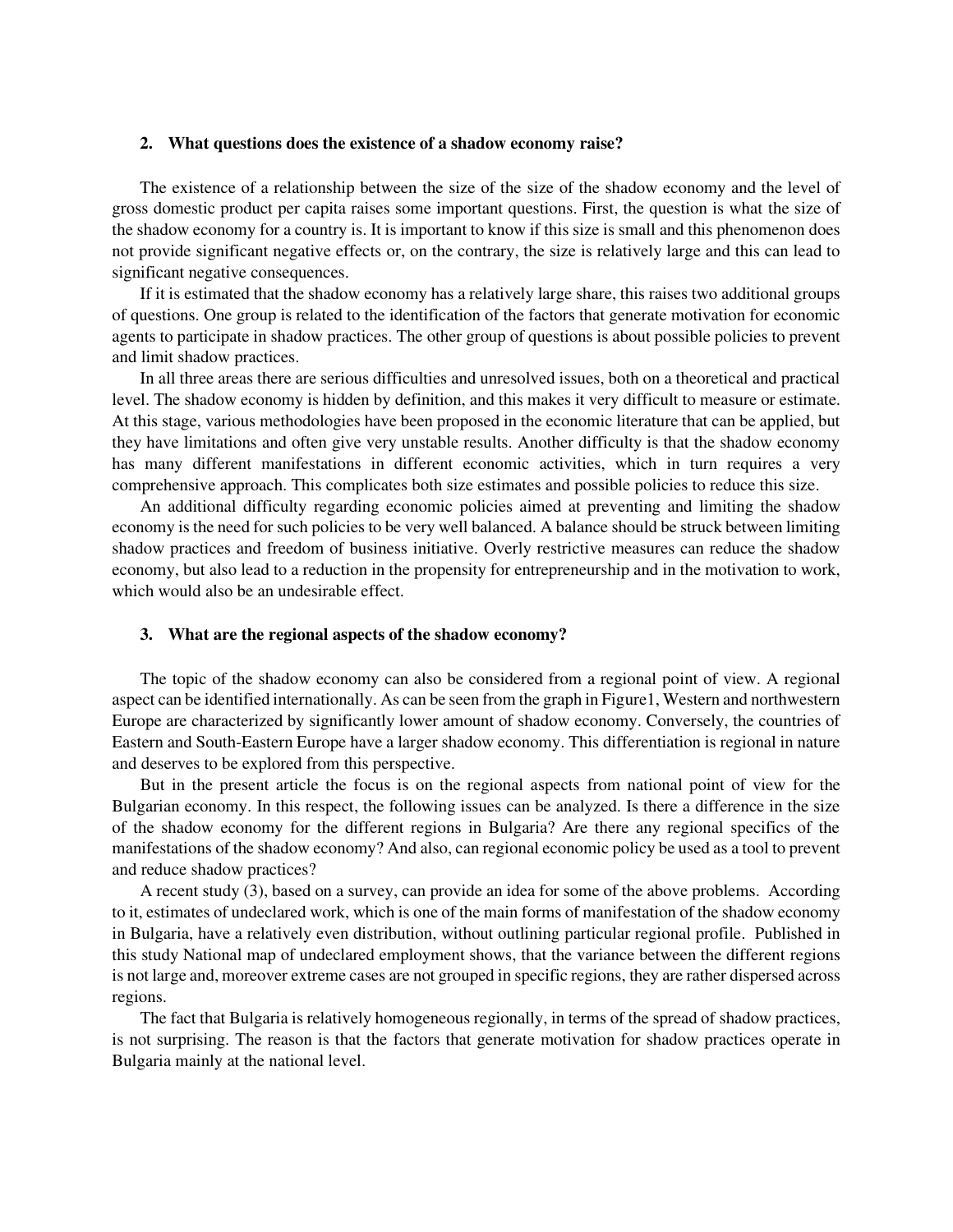## 2. What questions does the existence of a shadow economy raise?

The existence of a relationship between the size of the size of the shadow economy and the level of gross domestic product per capita raises some important questions. First, the question is what the size of the shadow economy for a country is. It is important to know if this size is small and this phenomenon does not provide significant negative effects or, on the contrary, the size is relatively large and this can lead to significant negative consequences.

If it is estimated that the shadow economy has a relatively large share, this raises two additional groups of questions. One group is related to the identification of the factors that generate motivation for economic agents to participate in shadow practices. The other group of questions is about possible policies to prevent and limit shadow practices.

In all three areas there are serious difficulties and unresolved issues, both on a theoretical and practical level. The shadow economy is hidden by definition, and this makes it very difficult to measure or estimate. At this stage, various methodologies have been proposed in the economic literature that can be applied, but they have limitations and often give very unstable results. Another difficulty is that the shadow economy has many different manifestations in different economic activities, which in turn requires a very comprehensive approach. This complicates both size estimates and possible policies to reduce this size.

An additional difficulty regarding economic policies aimed at preventing and limiting the shadow economy is the need for such policies to be very well balanced. A balance should be struck between limiting shadow practices and freedom of business initiative. Overly restrictive measures can reduce the shadow economy, but also lead to a reduction in the propensity for entrepreneurship and in the motivation to work, which would also be an undesirable effect.

## 3. What are the regional aspects of the shadow economy?

The topic of the shadow economy can also be considered from a regional point of view. A regional aspect can be identified internationally. As can be seen from the graph in Figure1, Western and northwestern Europe are characterized by significantly lower amount of shadow economy. Conversely, the countries of Eastern and South-Eastern Europe have a larger shadow economy. This differentiation is regional in nature and deserves to be explored from this perspective.

But in the present article the focus is on the regional aspects from national point of view for the Bulgarian economy. In this respect, the following issues can be analyzed. Is there a difference in the size of the shadow economy for the different regions in Bulgaria? Are there any regional specifics of the manifestations of the shadow economy? And also, can regional economic policy be used as a tool to prevent and reduce shadow practices?

A recent study (3), based on a survey, can provide an idea for some of the above problems. According to it, estimates of undeclared work, which is one of the main forms of manifestation of the shadow economy in Bulgaria, have a relatively even distribution, without outlining particular regional profile. Published in this study National map of undeclared employment shows, that the variance between the different regions is not large and, moreover extreme cases are not grouped in specific regions, they are rather dispersed across regions.

The fact that Bulgaria is relatively homogeneous regionally, in terms of the spread of shadow practices, is not surprising. The reason is that the factors that generate motivation for shadow practices operate in Bulgaria mainly at the national level.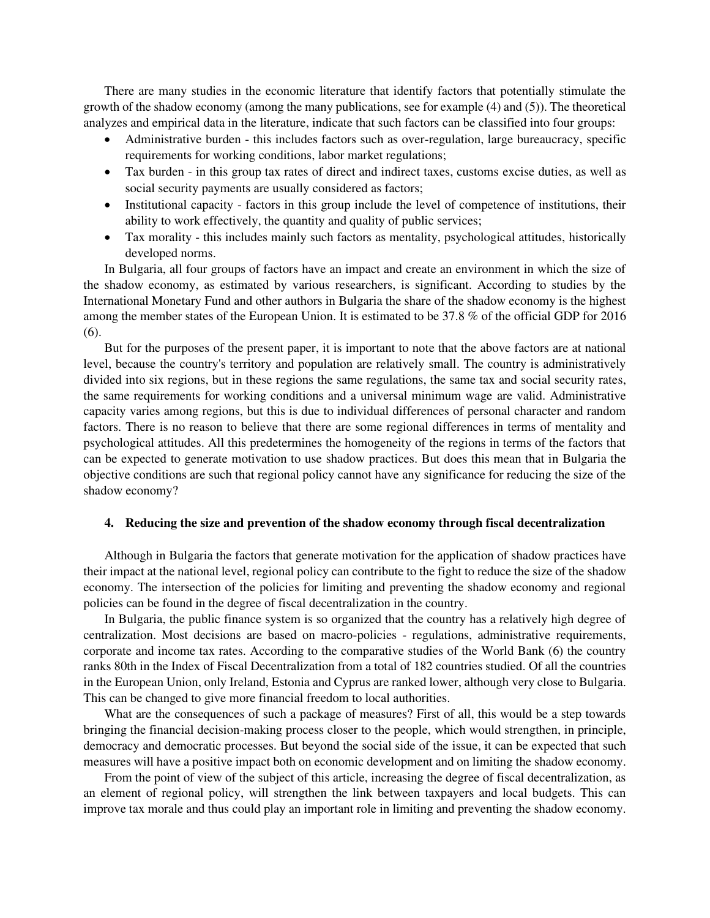There are many studies in the economic literature that identify factors that potentially stimulate the growth of the shadow economy (among the many publications, see for example (4) and (5)). The theoretical analyzes and empirical data in the literature, indicate that such factors can be classified into four groups:

- Administrative burden - this includes factors such as over-regulation, large bureaucracy, specific requirements for working conditions, labor market regulations;
- Tax burden - in this group tax rates of direct and indirect taxes, customs excise duties, as well as social security payments are usually considered as factors;
- Institutional capacity - factors in this group include the level of competence of institutions, their ability to work effectively, the quantity and quality of public services;
- Tax morality - this includes mainly such factors as mentality, psychological attitudes, historically developed norms.

In Bulgaria, all four groups of factors have an impact and create an environment in which the size of the shadow economy, as estimated by various researchers, is significant. According to studies by the International Monetary Fund and other authors in Bulgaria the share of the shadow economy is the highest among the member states of the European Union. It is estimated to be 37.8 % of the official GDP for 2016 (6).

But for the purposes of the present paper, it is important to note that the above factors are at national level, because the country's territory and population are relatively small. The country is administratively divided into six regions, but in these regions the same regulations, the same tax and social security rates, the same requirements for working conditions and a universal minimum wage are valid. Administrative capacity varies among regions, but this is due to individual differences of personal character and random factors. There is no reason to believe that there are some regional differences in terms of mentality and psychological attitudes. All this predetermines the homogeneity of the regions in terms of the factors that can be expected to generate motivation to use shadow practices. But does this mean that in Bulgaria the objective conditions are such that regional policy cannot have any significance for reducing the size of the shadow economy?

## 4. Reducing the size and prevention of the shadow economy through fiscal decentralization

Although in Bulgaria the factors that generate motivation for the application of shadow practices have their impact at the national level, regional policy can contribute to the fight to reduce the size of the shadow economy. The intersection of the policies for limiting and preventing the shadow economy and regional policies can be found in the degree of fiscal decentralization in the country.

In Bulgaria, the public finance system is so organized that the country has a relatively high degree of centralization. Most decisions are based on macro-policies - regulations, administrative requirements, corporate and income tax rates. According to the comparative studies of the World Bank (6) the country ranks 80th in the Index of Fiscal Decentralization from a total of 182 countries studied. Of all the countries in the European Union, only Ireland, Estonia and Cyprus are ranked lower, although very close to Bulgaria. This can be changed to give more financial freedom to local authorities.

What are the consequences of such a package of measures? First of all, this would be a step towards bringing the financial decision-making process closer to the people, which would strengthen, in principle, democracy and democratic processes. But beyond the social side of the issue, it can be expected that such measures will have a positive impact both on economic development and on limiting the shadow economy.

From the point of view of the subject of this article, increasing the degree of fiscal decentralization, as an element of regional policy, will strengthen the link between taxpayers and local budgets. This can improve tax morale and thus could play an important role in limiting and preventing the shadow economy.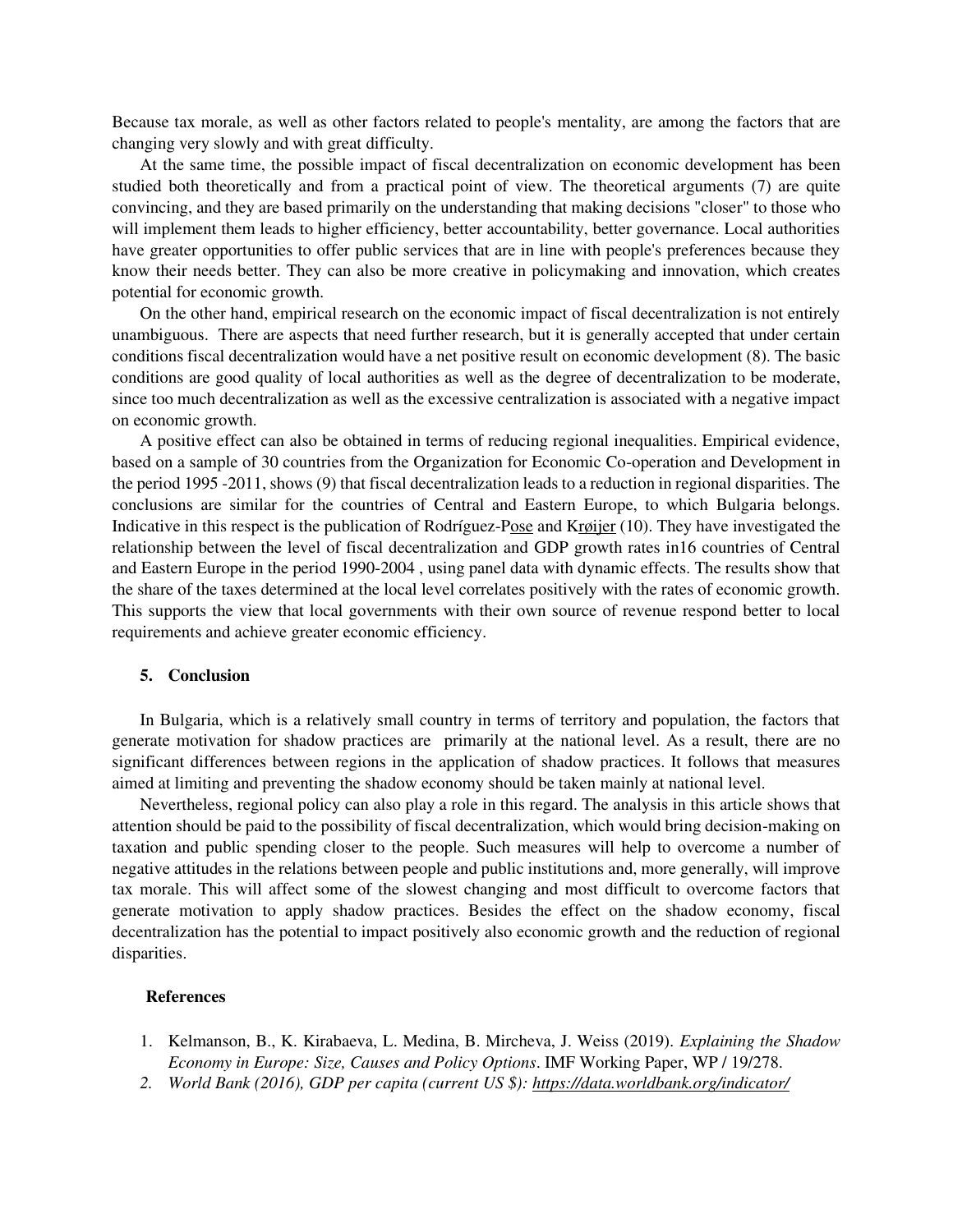Because tax morale, as well as other factors related to people's mentality, are among the factors that are changing very slowly and with great difficulty.

At the same time, the possible impact of fiscal decentralization on economic development has been studied both theoretically and from a practical point of view. The theoretical arguments (7) are quite convincing, and they are based primarily on the understanding that making decisions "closer" to those who will implement them leads to higher efficiency, better accountability, better governance. Local authorities have greater opportunities to offer public services that are in line with people's preferences because they know their needs better. They can also be more creative in policymaking and innovation, which creates potential for economic growth.

On the other hand, empirical research on the economic impact of fiscal decentralization is not entirely unambiguous. There are aspects that need further research, but it is generally accepted that under certain conditions fiscal decentralization would have a net positive result on economic development (8). The basic conditions are good quality of local authorities as well as the degree of decentralization to be moderate, since too much decentralization as well as the excessive centralization is associated with a negative impact on economic growth.

A positive effect can also be obtained in terms of reducing regional inequalities. Empirical evidence, based on a sample of 30 countries from the Organization for Economic Co-operation and Development in the period 1995 -2011, shows (9) that fiscal decentralization leads to a reduction in regional disparities. The conclusions are similar for the countries of Central and Eastern Europe, to which Bulgaria belongs. Indicative in this respect is the publication of Rodríguez-Pose and Krøijer (10). They have investigated the relationship between the level of fiscal decentralization and GDP growth rates in16 countries of Central and Eastern Europe in the period 1990-2004 , using panel data with dynamic effects. The results show that the share of the taxes determined at the local level correlates positively with the rates of economic growth. This supports the view that local governments with their own source of revenue respond better to local requirements and achieve greater economic efficiency.

## 5. Conclusion

In Bulgaria, which is a relatively small country in terms of territory and population, the factors that generate motivation for shadow practices are primarily at the national level. As a result, there are no significant differences between regions in the application of shadow practices. It follows that measures aimed at limiting and preventing the shadow economy should be taken mainly at national level.

Nevertheless, regional policy can also play a role in this regard. The analysis in this article shows that attention should be paid to the possibility of fiscal decentralization, which would bring decision-making on taxation and public spending closer to the people. Such measures will help to overcome a number of negative attitudes in the relations between people and public institutions and, more generally, will improve tax morale. This will affect some of the slowest changing and most difficult to overcome factors that generate motivation to apply shadow practices. Besides the effect on the shadow economy, fiscal decentralization has the potential to impact positively also economic growth and the reduction of regional disparities.

## References

1. Kelmanson, B., K. Kirabaeva, L. Medina, B. Mircheva, J. Weiss (2019). *Explaining the Shadow Economy in Europe: Size, Causes and Policy Options*. IMF Working Paper, WP / 19/278.
2. *World Bank (2016), GDP per capita (current US $): https://data.worldbank.org/indicator/*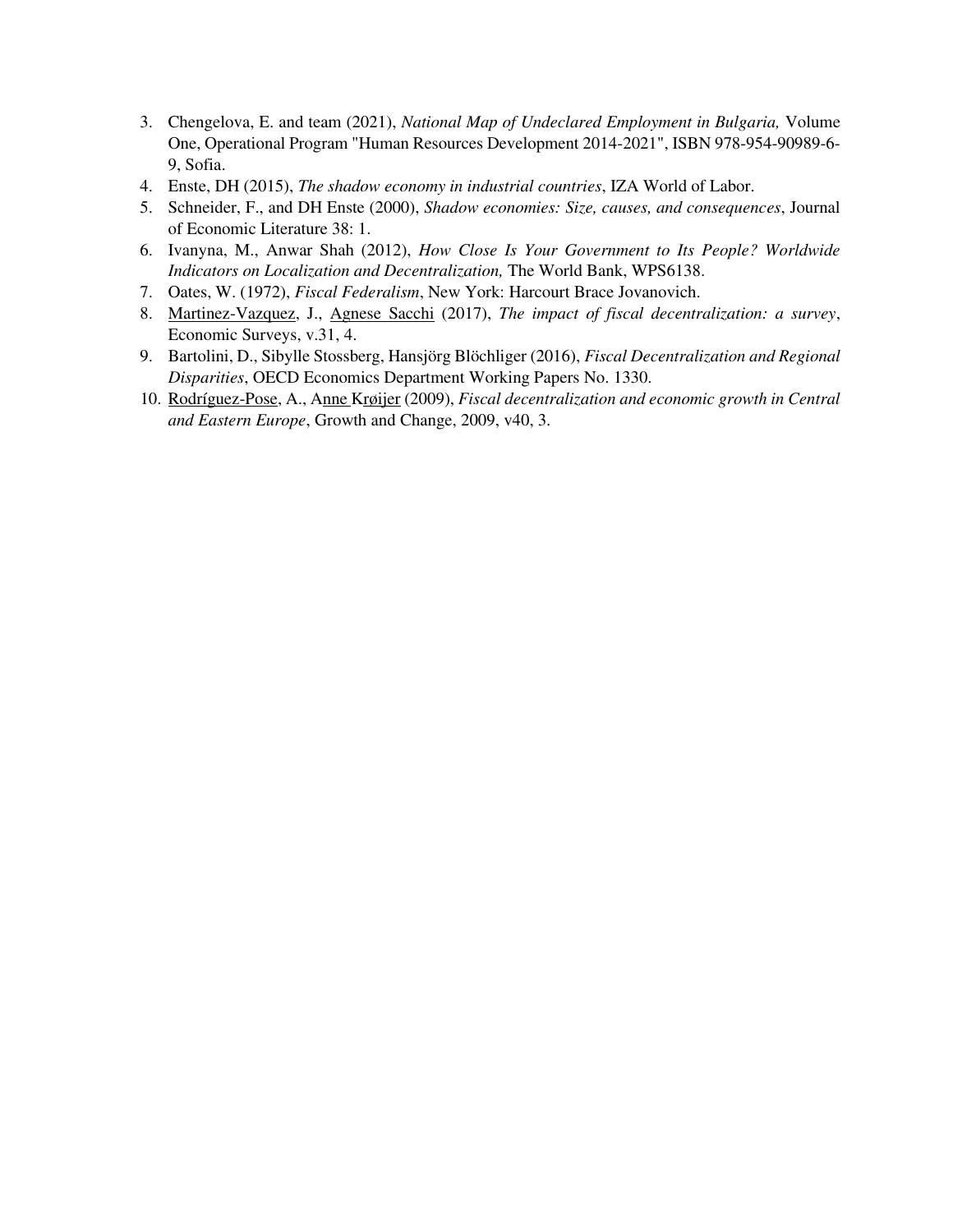3. Chengelova, E. and team (2021), *National Map of Undeclared Employment in Bulgaria,* Volume One, Operational Program "Human Resources Development 2014-2021", ISBN 978-954-90989-6-9, Sofia.
4. Enste, DH (2015), *The shadow economy in industrial countries*, IZA World of Labor.
5. Schneider, F., and DH Enste (2000), *Shadow economies: Size, causes, and consequences*, Journal of Economic Literature 38: 1.
6. Ivanyna, M., Anwar Shah (2012), *How Close Is Your Government to Its People? Worldwide Indicators on Localization and Decentralization,* The World Bank, WPS6138.
7. Oates, W. (1972), *Fiscal Federalism*, New York: Harcourt Brace Jovanovich.
8. Martinez-Vazquez, J., Agnese Sacchi (2017), *The impact of fiscal decentralization: a survey*, Economic Surveys, v.31, 4.
9. Bartolini, D., Sibylle Stossberg, Hansjörg Blöchliger (2016), *Fiscal Decentralization and Regional Disparities*, OECD Economics Department Working Papers No. 1330.
10. Rodríguez-Pose, A., Anne Krøijer (2009), *Fiscal decentralization and economic growth in Central and Eastern Europe*, Growth and Change, 2009, v40, 3.